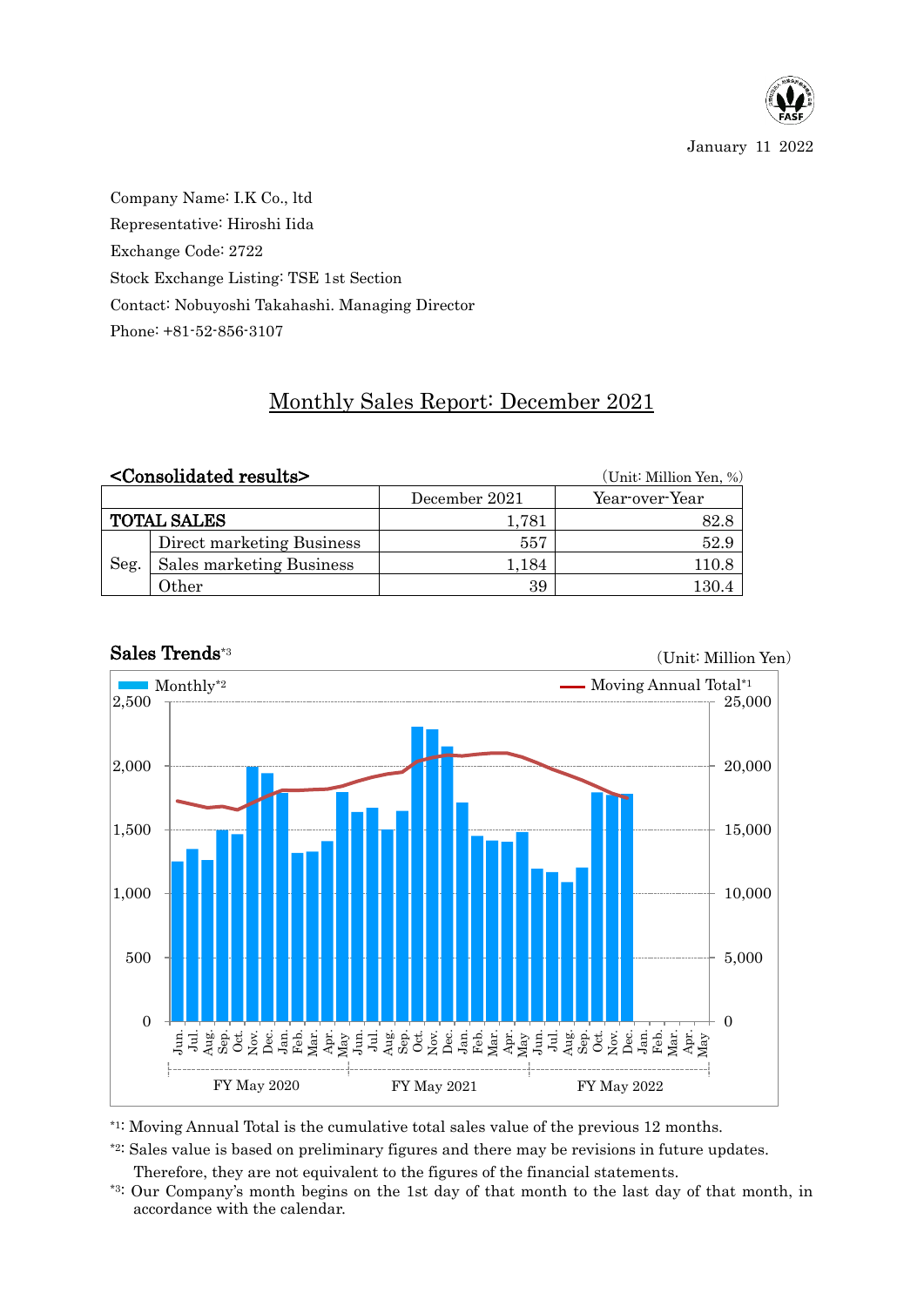January 11 2022

Company Name: I.K Co., ltd

Representative: Hiroshi Iida

Exchange Code: 2722

Stock Exchange Listing: TSE 1st Section

Contact: Nobuyoshi Takahashi. Managing Director

Phone: +81-52-856-3107

# Monthly Sales Report: December 2021

## <Consolidated results>

(Unit: Million Yen, %)

| | | December 2021 | Year-over-Year |
|---|---|---|---|
| TOTAL SALES | | 1,781 | 82.8 |
| Seg. | Direct marketing Business | 557 | 52.9 |
| | Sales marketing Business | 1,184 | 110.8 |
| | Other | 39 | 130.4 |

## Sales Trends[*3]

(Unit: Million Yen)

Monthly[*2] / Moving Annual Total[*1]

FY May 2020 / FY May 2021 / FY May 2022

*1: Moving Annual Total is the cumulative total sales value of the previous 12 months.

*2: Sales value is based on preliminary figures and there may be revisions in future updates. Therefore, they are not equivalent to the figures of the financial statements.

*3: Our Company's month begins on the 1st day of that month to the last day of that month, in accordance with the calendar.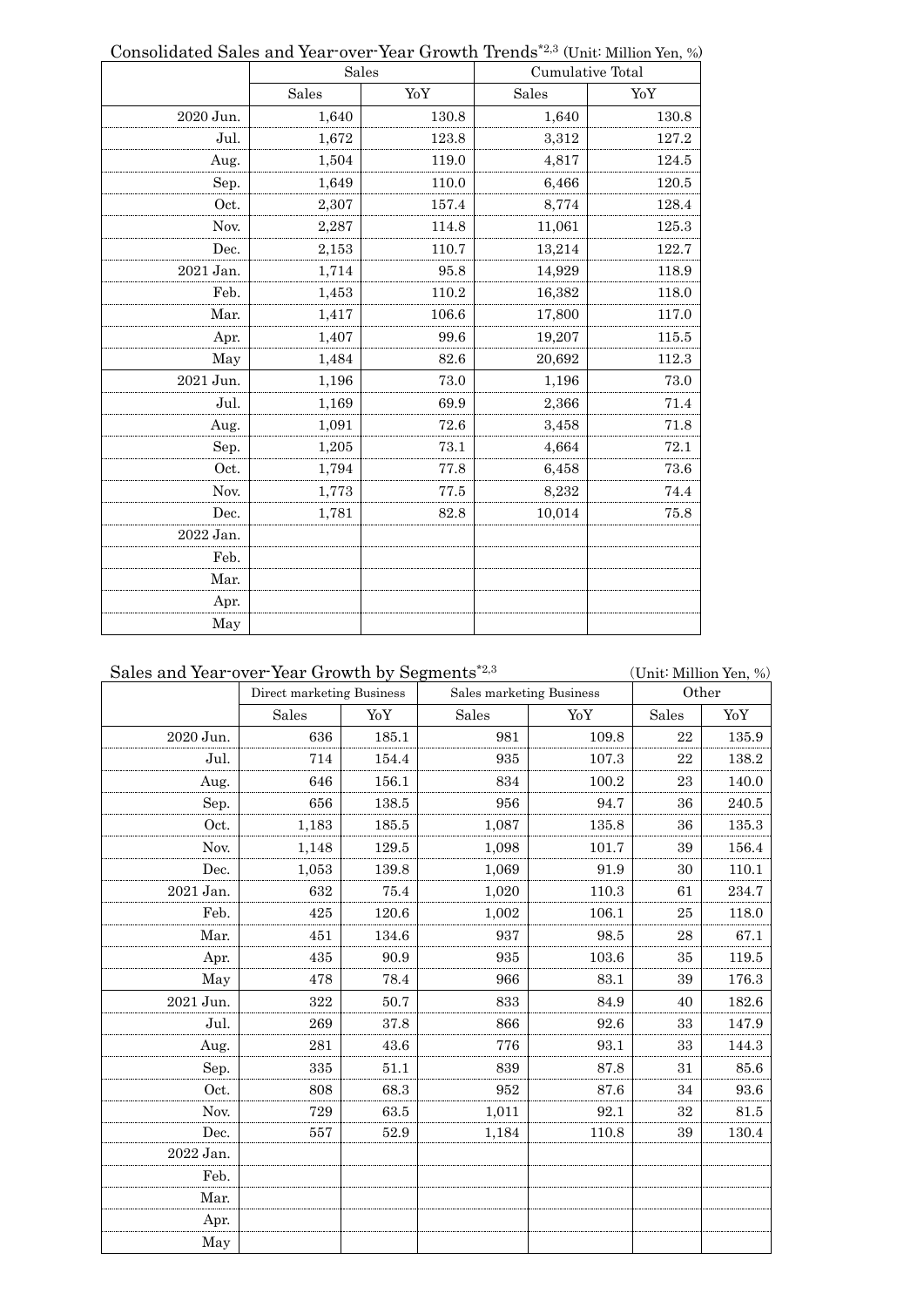Consolidated Sales and Year-over-Year Growth Trends[*2,3] (Unit: Million Yen, %)

| | Sales | | Cumulative Total | |
|---|---|---|---|---|
| | Sales | YoY | Sales | YoY |
| 2020 Jun. | 1,640 | 130.8 | 1,640 | 130.8 |
| Jul. | 1,672 | 123.8 | 3,312 | 127.2 |
| Aug. | 1,504 | 119.0 | 4,817 | 124.5 |
| Sep. | 1,649 | 110.0 | 6,466 | 120.5 |
| Oct. | 2,307 | 157.4 | 8,774 | 128.4 |
| Nov. | 2,287 | 114.8 | 11,061 | 125.3 |
| Dec. | 2,153 | 110.7 | 13,214 | 122.7 |
| 2021 Jan. | 1,714 | 95.8 | 14,929 | 118.9 |
| Feb. | 1,453 | 110.2 | 16,382 | 118.0 |
| Mar. | 1,417 | 106.6 | 17,800 | 117.0 |
| Apr. | 1,407 | 99.6 | 19,207 | 115.5 |
| May | 1,484 | 82.6 | 20,692 | 112.3 |
| 2021 Jun. | 1,196 | 73.0 | 1,196 | 73.0 |
| Jul. | 1,169 | 69.9 | 2,366 | 71.4 |
| Aug. | 1,091 | 72.6 | 3,458 | 71.8 |
| Sep. | 1,205 | 73.1 | 4,664 | 72.1 |
| Oct. | 1,794 | 77.8 | 6,458 | 73.6 |
| Nov. | 1,773 | 77.5 | 8,232 | 74.4 |
| Dec. | 1,781 | 82.8 | 10,014 | 75.8 |
| 2022 Jan. | | | | |
| Feb. | | | | |
| Mar. | | | | |
| Apr. | | | | |
| May | | | | |

Sales and Year-over-Year Growth by Segments[*2,3] (Unit: Million Yen, %)

| | Direct marketing Business | | Sales marketing Business | | Other | |
|---|---|---|---|---|---|---|
| | Sales | YoY | Sales | YoY | Sales | YoY |
| 2020 Jun. | 636 | 185.1 | 981 | 109.8 | 22 | 135.9 |
| Jul. | 714 | 154.4 | 935 | 107.3 | 22 | 138.2 |
| Aug. | 646 | 156.1 | 834 | 100.2 | 23 | 140.0 |
| Sep. | 656 | 138.5 | 956 | 94.7 | 36 | 240.5 |
| Oct. | 1,183 | 185.5 | 1,087 | 135.8 | 36 | 135.3 |
| Nov. | 1,148 | 129.5 | 1,098 | 101.7 | 39 | 156.4 |
| Dec. | 1,053 | 139.8 | 1,069 | 91.9 | 30 | 110.1 |
| 2021 Jan. | 632 | 75.4 | 1,020 | 110.3 | 61 | 234.7 |
| Feb. | 425 | 120.6 | 1,002 | 106.1 | 25 | 118.0 |
| Mar. | 451 | 134.6 | 937 | 98.5 | 28 | 67.1 |
| Apr. | 435 | 90.9 | 935 | 103.6 | 35 | 119.5 |
| May | 478 | 78.4 | 966 | 83.1 | 39 | 176.3 |
| 2021 Jun. | 322 | 50.7 | 833 | 84.9 | 40 | 182.6 |
| Jul. | 269 | 37.8 | 866 | 92.6 | 33 | 147.9 |
| Aug. | 281 | 43.6 | 776 | 93.1 | 33 | 144.3 |
| Sep. | 335 | 51.1 | 839 | 87.8 | 31 | 85.6 |
| Oct. | 808 | 68.3 | 952 | 87.6 | 34 | 93.6 |
| Nov. | 729 | 63.5 | 1,011 | 92.1 | 32 | 81.5 |
| Dec. | 557 | 52.9 | 1,184 | 110.8 | 39 | 130.4 |
| 2022 Jan. | | | | | | |
| Feb. | | | | | | |
| Mar. | | | | | | |
| Apr. | | | | | | |
| May | | | | | | |